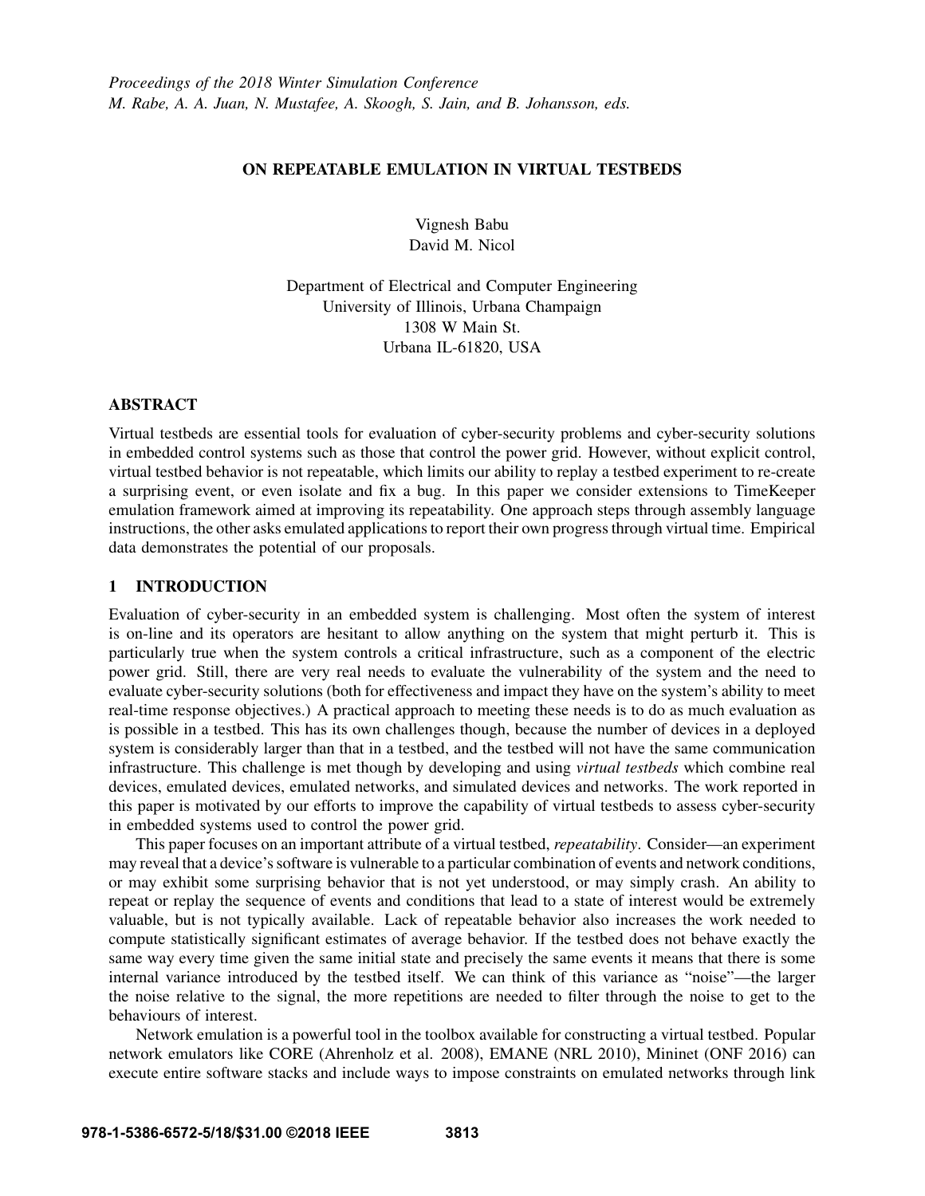*Proceedings of the 2018 Winter Simulation Conference*
*M. Rabe, A. A. Juan, N. Mustafee, A. Skoogh, S. Jain, and B. Johansson, eds.*

# ON REPEATABLE EMULATION IN VIRTUAL TESTBEDS

Vignesh Babu
David M. Nicol

Department of Electrical and Computer Engineering
University of Illinois, Urbana Champaign
1308 W Main St.
Urbana IL-61820, USA

## ABSTRACT

Virtual testbeds are essential tools for evaluation of cyber-security problems and cyber-security solutions in embedded control systems such as those that control the power grid. However, without explicit control, virtual testbed behavior is not repeatable, which limits our ability to replay a testbed experiment to re-create a surprising event, or even isolate and fix a bug. In this paper we consider extensions to TimeKeeper emulation framework aimed at improving its repeatability. One approach steps through assembly language instructions, the other asks emulated applications to report their own progress through virtual time. Empirical data demonstrates the potential of our proposals.

## 1 INTRODUCTION

Evaluation of cyber-security in an embedded system is challenging. Most often the system of interest is on-line and its operators are hesitant to allow anything on the system that might perturb it. This is particularly true when the system controls a critical infrastructure, such as a component of the electric power grid. Still, there are very real needs to evaluate the vulnerability of the system and the need to evaluate cyber-security solutions (both for effectiveness and impact they have on the system's ability to meet real-time response objectives.) A practical approach to meeting these needs is to do as much evaluation as is possible in a testbed. This has its own challenges though, because the number of devices in a deployed system is considerably larger than that in a testbed, and the testbed will not have the same communication infrastructure. This challenge is met though by developing and using *virtual testbeds* which combine real devices, emulated devices, emulated networks, and simulated devices and networks. The work reported in this paper is motivated by our efforts to improve the capability of virtual testbeds to assess cyber-security in embedded systems used to control the power grid.

This paper focuses on an important attribute of a virtual testbed, *repeatability*. Consider—an experiment may reveal that a device's software is vulnerable to a particular combination of events and network conditions, or may exhibit some surprising behavior that is not yet understood, or may simply crash. An ability to repeat or replay the sequence of events and conditions that lead to a state of interest would be extremely valuable, but is not typically available. Lack of repeatable behavior also increases the work needed to compute statistically significant estimates of average behavior. If the testbed does not behave exactly the same way every time given the same initial state and precisely the same events it means that there is some internal variance introduced by the testbed itself. We can think of this variance as "noise"—the larger the noise relative to the signal, the more repetitions are needed to filter through the noise to get to the behaviours of interest.

Network emulation is a powerful tool in the toolbox available for constructing a virtual testbed. Popular network emulators like CORE (Ahrenholz et al. 2008), EMANE (NRL 2010), Mininet (ONF 2016) can execute entire software stacks and include ways to impose constraints on emulated networks through link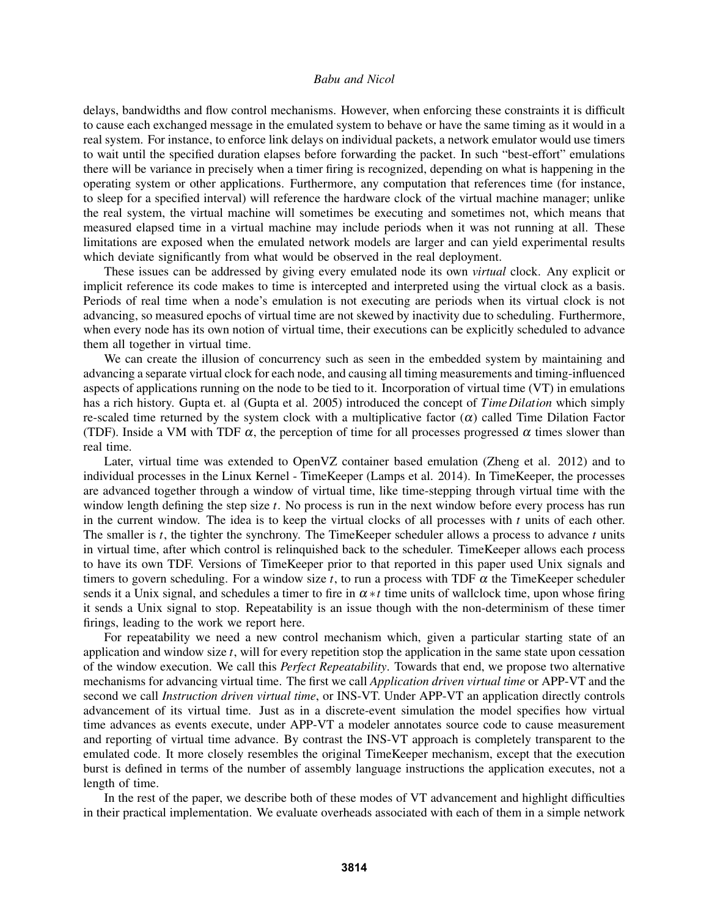delays, bandwidths and flow control mechanisms. However, when enforcing these constraints it is difficult to cause each exchanged message in the emulated system to behave or have the same timing as it would in a real system. For instance, to enforce link delays on individual packets, a network emulator would use timers to wait until the specified duration elapses before forwarding the packet. In such "best-effort" emulations there will be variance in precisely when a timer firing is recognized, depending on what is happening in the operating system or other applications. Furthermore, any computation that references time (for instance, to sleep for a specified interval) will reference the hardware clock of the virtual machine manager; unlike the real system, the virtual machine will sometimes be executing and sometimes not, which means that measured elapsed time in a virtual machine may include periods when it was not running at all. These limitations are exposed when the emulated network models are larger and can yield experimental results which deviate significantly from what would be observed in the real deployment.

These issues can be addressed by giving every emulated node its own *virtual* clock. Any explicit or implicit reference its code makes to time is intercepted and interpreted using the virtual clock as a basis. Periods of real time when a node's emulation is not executing are periods when its virtual clock is not advancing, so measured epochs of virtual time are not skewed by inactivity due to scheduling. Furthermore, when every node has its own notion of virtual time, their executions can be explicitly scheduled to advance them all together in virtual time.

We can create the illusion of concurrency such as seen in the embedded system by maintaining and advancing a separate virtual clock for each node, and causing all timing measurements and timing-influenced aspects of applications running on the node to be tied to it. Incorporation of virtual time (VT) in emulations has a rich history. Gupta et. al (Gupta et al. 2005) introduced the concept of *Time Dilation* which simply re-scaled time returned by the system clock with a multiplicative factor ($\alpha$) called Time Dilation Factor (TDF). Inside a VM with TDF $\alpha$, the perception of time for all processes progressed $\alpha$ times slower than real time.

Later, virtual time was extended to OpenVZ container based emulation (Zheng et al. 2012) and to individual processes in the Linux Kernel - TimeKeeper (Lamps et al. 2014). In TimeKeeper, the processes are advanced together through a window of virtual time, like time-stepping through virtual time with the window length defining the step size $t$. No process is run in the next window before every process has run in the current window. The idea is to keep the virtual clocks of all processes with $t$ units of each other. The smaller is $t$, the tighter the synchrony. The TimeKeeper scheduler allows a process to advance $t$ units in virtual time, after which control is relinquished back to the scheduler. TimeKeeper allows each process to have its own TDF. Versions of TimeKeeper prior to that reported in this paper used Unix signals and timers to govern scheduling. For a window size $t$, to run a process with TDF $\alpha$ the TimeKeeper scheduler sends it a Unix signal, and schedules a timer to fire in $\alpha * t$ time units of wallclock time, upon whose firing it sends a Unix signal to stop. Repeatability is an issue though with the non-determinism of these timer firings, leading to the work we report here.

For repeatability we need a new control mechanism which, given a particular starting state of an application and window size $t$, will for every repetition stop the application in the same state upon cessation of the window execution. We call this *Perfect Repeatability*. Towards that end, we propose two alternative mechanisms for advancing virtual time. The first we call *Application driven virtual time* or APP-VT and the second we call *Instruction driven virtual time*, or INS-VT. Under APP-VT an application directly controls advancement of its virtual time. Just as in a discrete-event simulation the model specifies how virtual time advances as events execute, under APP-VT a modeler annotates source code to cause measurement and reporting of virtual time advance. By contrast the INS-VT approach is completely transparent to the emulated code. It more closely resembles the original TimeKeeper mechanism, except that the execution burst is defined in terms of the number of assembly language instructions the application executes, not a length of time.

In the rest of the paper, we describe both of these modes of VT advancement and highlight difficulties in their practical implementation. We evaluate overheads associated with each of them in a simple network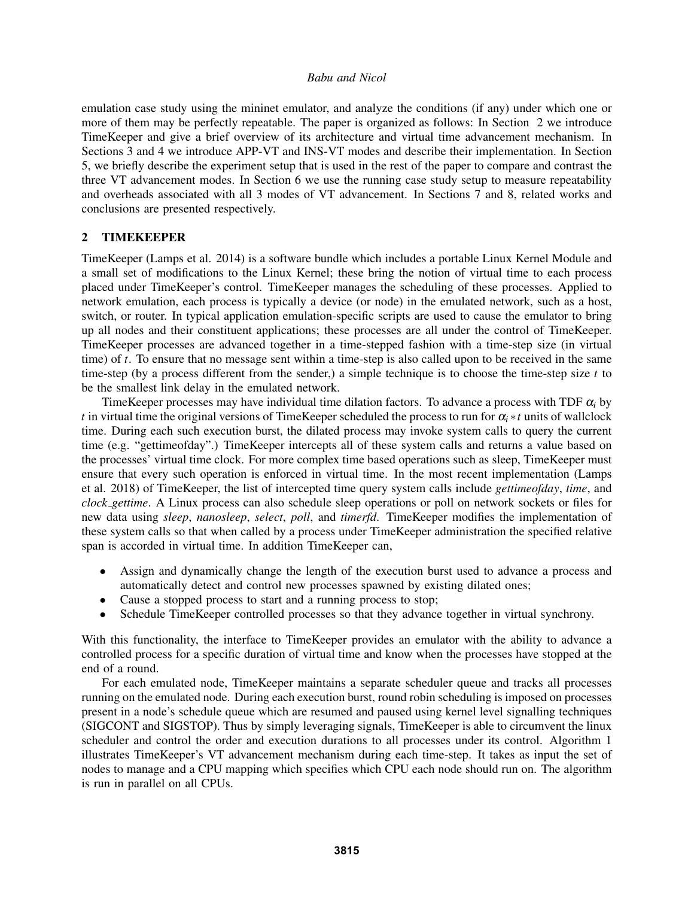emulation case study using the mininet emulator, and analyze the conditions (if any) under which one or more of them may be perfectly repeatable. The paper is organized as follows: In Section 2 we introduce TimeKeeper and give a brief overview of its architecture and virtual time advancement mechanism. In Sections 3 and 4 we introduce APP-VT and INS-VT modes and describe their implementation. In Section 5, we briefly describe the experiment setup that is used in the rest of the paper to compare and contrast the three VT advancement modes. In Section 6 we use the running case study setup to measure repeatability and overheads associated with all 3 modes of VT advancement. In Sections 7 and 8, related works and conclusions are presented respectively.

## 2 TIMEKEEPER

TimeKeeper (Lamps et al. 2014) is a software bundle which includes a portable Linux Kernel Module and a small set of modifications to the Linux Kernel; these bring the notion of virtual time to each process placed under TimeKeeper's control. TimeKeeper manages the scheduling of these processes. Applied to network emulation, each process is typically a device (or node) in the emulated network, such as a host, switch, or router. In typical application emulation-specific scripts are used to cause the emulator to bring up all nodes and their constituent applications; these processes are all under the control of TimeKeeper. TimeKeeper processes are advanced together in a time-stepped fashion with a time-step size (in virtual time) of $t$. To ensure that no message sent within a time-step is also called upon to be received in the same time-step (by a process different from the sender,) a simple technique is to choose the time-step size $t$ to be the smallest link delay in the emulated network.

TimeKeeper processes may have individual time dilation factors. To advance a process with TDF $\alpha_i$ by $t$ in virtual time the original versions of TimeKeeper scheduled the process to run for $\alpha_i * t$ units of wallclock time. During each such execution burst, the dilated process may invoke system calls to query the current time (e.g. "gettimeofday".) TimeKeeper intercepts all of these system calls and returns a value based on the processes' virtual time clock. For more complex time based operations such as sleep, TimeKeeper must ensure that every such operation is enforced in virtual time. In the most recent implementation (Lamps et al. 2018) of TimeKeeper, the list of intercepted time query system calls include *gettimeofday*, *time*, and *clock_gettime*. A Linux process can also schedule sleep operations or poll on network sockets or files for new data using *sleep*, *nanosleep*, *select*, *poll*, and *timerfd*. TimeKeeper modifies the implementation of these system calls so that when called by a process under TimeKeeper administration the specified relative span is accorded in virtual time. In addition TimeKeeper can,

- Assign and dynamically change the length of the execution burst used to advance a process and automatically detect and control new processes spawned by existing dilated ones;
- Cause a stopped process to start and a running process to stop;
- Schedule TimeKeeper controlled processes so that they advance together in virtual synchrony.

With this functionality, the interface to TimeKeeper provides an emulator with the ability to advance a controlled process for a specific duration of virtual time and know when the processes have stopped at the end of a round.

For each emulated node, TimeKeeper maintains a separate scheduler queue and tracks all processes running on the emulated node. During each execution burst, round robin scheduling is imposed on processes present in a node's schedule queue which are resumed and paused using kernel level signalling techniques (SIGCONT and SIGSTOP). Thus by simply leveraging signals, TimeKeeper is able to circumvent the linux scheduler and control the order and execution durations to all processes under its control. Algorithm 1 illustrates TimeKeeper's VT advancement mechanism during each time-step. It takes as input the set of nodes to manage and a CPU mapping which specifies which CPU each node should run on. The algorithm is run in parallel on all CPUs.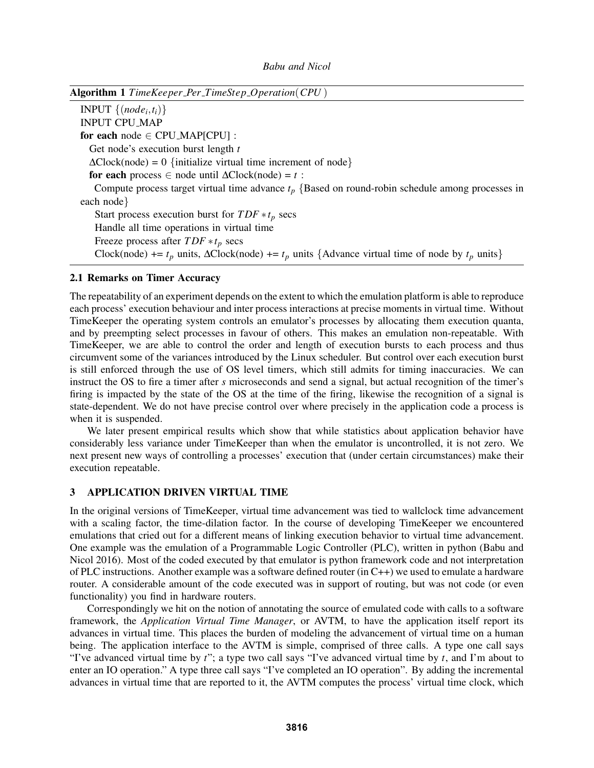**Algorithm 1** *TimeKeeper_Per_TimeStep_Operation(CPU)*

```
INPUT {(node_i, t_i)}
INPUT CPU_MAP
for each node ∈ CPU_MAP[CPU] :
  Get node's execution burst length t
  ΔClock(node) = 0 {initialize virtual time increment of node}
  for each process ∈ node until ΔClock(node) = t :
    Compute process target virtual time advance t_p {Based on round-robin schedule among processes in each node}
    Start process execution burst for TDF * t_p secs
    Handle all time operations in virtual time
    Freeze process after TDF * t_p secs
    Clock(node) += t_p units, ΔClock(node) += t_p units {Advance virtual time of node by t_p units}
```

### 2.1 Remarks on Timer Accuracy

The repeatability of an experiment depends on the extent to which the emulation platform is able to reproduce each process' execution behaviour and inter process interactions at precise moments in virtual time. Without TimeKeeper the operating system controls an emulator's processes by allocating them execution quanta, and by preempting select processes in favour of others. This makes an emulation non-repeatable. With TimeKeeper, we are able to control the order and length of execution bursts to each process and thus circumvent some of the variances introduced by the Linux scheduler. But control over each execution burst is still enforced through the use of OS level timers, which still admits for timing inaccuracies. We can instruct the OS to fire a timer after $s$ microseconds and send a signal, but actual recognition of the timer's firing is impacted by the state of the OS at the time of the firing, likewise the recognition of a signal is state-dependent. We do not have precise control over where precisely in the application code a process is when it is suspended.

We later present empirical results which show that while statistics about application behavior have considerably less variance under TimeKeeper than when the emulator is uncontrolled, it is not zero. We next present new ways of controlling a processes' execution that (under certain circumstances) make their execution repeatable.

## 3 APPLICATION DRIVEN VIRTUAL TIME

In the original versions of TimeKeeper, virtual time advancement was tied to wallclock time advancement with a scaling factor, the time-dilation factor. In the course of developing TimeKeeper we encountered emulations that cried out for a different means of linking execution behavior to virtual time advancement. One example was the emulation of a Programmable Logic Controller (PLC), written in python (Babu and Nicol 2016). Most of the coded executed by that emulator is python framework code and not interpretation of PLC instructions. Another example was a software defined router (in C++) we used to emulate a hardware router. A considerable amount of the code executed was in support of routing, but was not code (or even functionality) you find in hardware routers.

Correspondingly we hit on the notion of annotating the source of emulated code with calls to a software framework, the *Application Virtual Time Manager*, or AVTM, to have the application itself report its advances in virtual time. This places the burden of modeling the advancement of virtual time on a human being. The application interface to the AVTM is simple, comprised of three calls. A type one call says "I've advanced virtual time by $t$"; a type two call says "I've advanced virtual time by $t$, and I'm about to enter an IO operation." A type three call says "I've completed an IO operation". By adding the incremental advances in virtual time that are reported to it, the AVTM computes the process' virtual time clock, which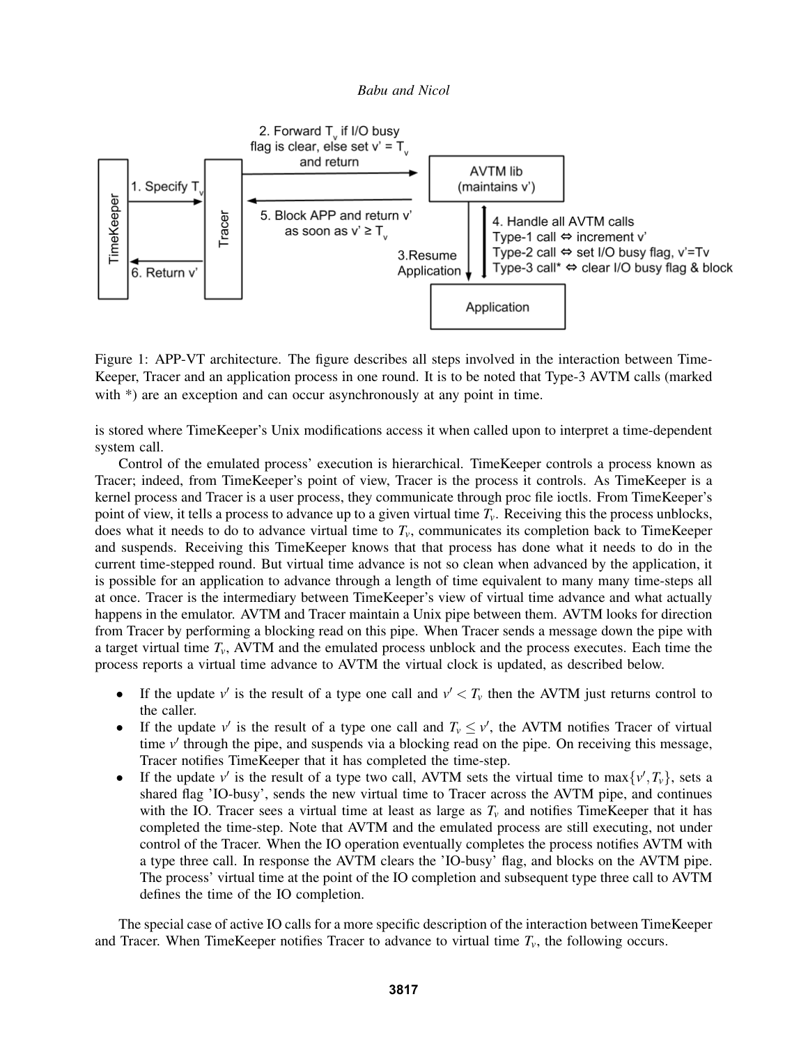Figure 1: APP-VT architecture. The figure describes all steps involved in the interaction between TimeKeeper, Tracer and an application process in one round. It is to be noted that Type-3 AVTM calls (marked with *) are an exception and can occur asynchronously at any point in time.

is stored where TimeKeeper's Unix modifications access it when called upon to interpret a time-dependent system call.

Control of the emulated process' execution is hierarchical. TimeKeeper controls a process known as Tracer; indeed, from TimeKeeper's point of view, Tracer is the process it controls. As TimeKeeper is a kernel process and Tracer is a user process, they communicate through proc file ioctls. From TimeKeeper's point of view, it tells a process to advance up to a given virtual time $T_v$. Receiving this the process unblocks, does what it needs to do to advance virtual time to $T_v$, communicates its completion back to TimeKeeper and suspends. Receiving this TimeKeeper knows that that process has done what it needs to do in the current time-stepped round. But virtual time advance is not so clean when advanced by the application, it is possible for an application to advance through a length of time equivalent to many many time-steps all at once. Tracer is the intermediary between TimeKeeper's view of virtual time advance and what actually happens in the emulator. AVTM and Tracer maintain a Unix pipe between them. AVTM looks for direction from Tracer by performing a blocking read on this pipe. When Tracer sends a message down the pipe with a target virtual time $T_v$, AVTM and the emulated process unblock and the process executes. Each time the process reports a virtual time advance to AVTM the virtual clock is updated, as described below.

- If the update $v'$ is the result of a type one call and $v' < T_v$ then the AVTM just returns control to the caller.
- If the update $v'$ is the result of a type one call and $T_v \leq v'$, the AVTM notifies Tracer of virtual time $v'$ through the pipe, and suspends via a blocking read on the pipe. On receiving this message, Tracer notifies TimeKeeper that it has completed the time-step.
- If the update $v'$ is the result of a type two call, AVTM sets the virtual time to $\max\{v', T_v\}$, sets a shared flag 'IO-busy', sends the new virtual time to Tracer across the AVTM pipe, and continues with the IO. Tracer sees a virtual time at least as large as $T_v$ and notifies TimeKeeper that it has completed the time-step. Note that AVTM and the emulated process are still executing, not under control of the Tracer. When the IO operation eventually completes the process notifies AVTM with a type three call. In response the AVTM clears the 'IO-busy' flag, and blocks on the AVTM pipe. The process' virtual time at the point of the IO completion and subsequent type three call to AVTM defines the time of the IO completion.

The special case of active IO calls for a more specific description of the interaction between TimeKeeper and Tracer. When TimeKeeper notifies Tracer to advance to virtual time $T_v$, the following occurs.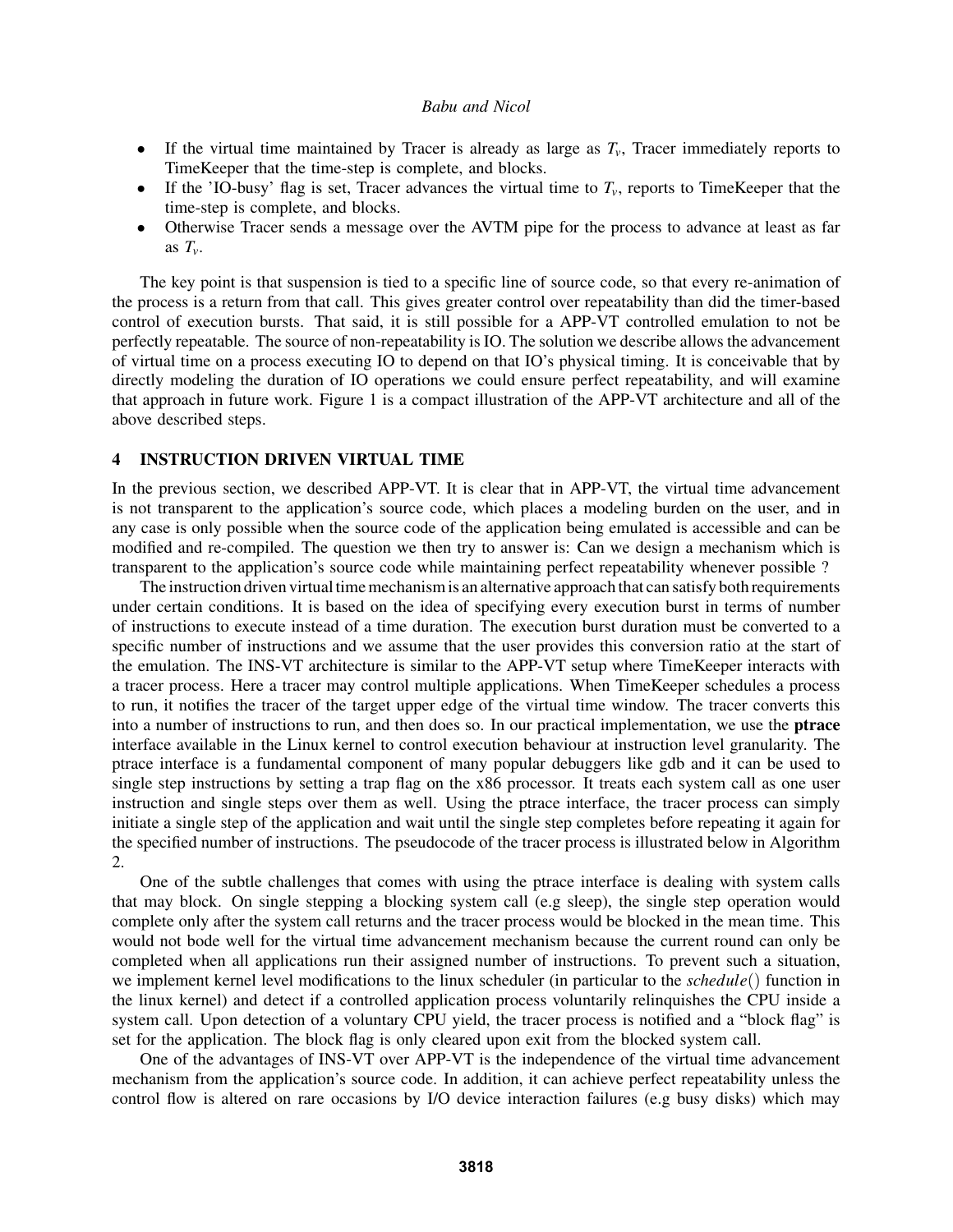- If the virtual time maintained by Tracer is already as large as $T_v$, Tracer immediately reports to TimeKeeper that the time-step is complete, and blocks.
- If the 'IO-busy' flag is set, Tracer advances the virtual time to $T_v$, reports to TimeKeeper that the time-step is complete, and blocks.
- Otherwise Tracer sends a message over the AVTM pipe for the process to advance at least as far as $T_v$.

The key point is that suspension is tied to a specific line of source code, so that every re-animation of the process is a return from that call. This gives greater control over repeatability than did the timer-based control of execution bursts. That said, it is still possible for a APP-VT controlled emulation to not be perfectly repeatable. The source of non-repeatability is IO. The solution we describe allows the advancement of virtual time on a process executing IO to depend on that IO's physical timing. It is conceivable that by directly modeling the duration of IO operations we could ensure perfect repeatability, and will examine that approach in future work. Figure 1 is a compact illustration of the APP-VT architecture and all of the above described steps.

## 4 INSTRUCTION DRIVEN VIRTUAL TIME

In the previous section, we described APP-VT. It is clear that in APP-VT, the virtual time advancement is not transparent to the application's source code, which places a modeling burden on the user, and in any case is only possible when the source code of the application being emulated is accessible and can be modified and re-compiled. The question we then try to answer is: Can we design a mechanism which is transparent to the application's source code while maintaining perfect repeatability whenever possible ?

The instruction driven virtual time mechanism is an alternative approach that can satisfy both requirements under certain conditions. It is based on the idea of specifying every execution burst in terms of number of instructions to execute instead of a time duration. The execution burst duration must be converted to a specific number of instructions and we assume that the user provides this conversion ratio at the start of the emulation. The INS-VT architecture is similar to the APP-VT setup where TimeKeeper interacts with a tracer process. Here a tracer may control multiple applications. When TimeKeeper schedules a process to run, it notifies the tracer of the target upper edge of the virtual time window. The tracer converts this into a number of instructions to run, and then does so. In our practical implementation, we use the **ptrace** interface available in the Linux kernel to control execution behaviour at instruction level granularity. The ptrace interface is a fundamental component of many popular debuggers like gdb and it can be used to single step instructions by setting a trap flag on the x86 processor. It treats each system call as one user instruction and single steps over them as well. Using the ptrace interface, the tracer process can simply initiate a single step of the application and wait until the single step completes before repeating it again for the specified number of instructions. The pseudocode of the tracer process is illustrated below in Algorithm 2.

One of the subtle challenges that comes with using the ptrace interface is dealing with system calls that may block. On single stepping a blocking system call (e.g sleep), the single step operation would complete only after the system call returns and the tracer process would be blocked in the mean time. This would not bode well for the virtual time advancement mechanism because the current round can only be completed when all applications run their assigned number of instructions. To prevent such a situation, we implement kernel level modifications to the linux scheduler (in particular to the *schedule*() function in the linux kernel) and detect if a controlled application process voluntarily relinquishes the CPU inside a system call. Upon detection of a voluntary CPU yield, the tracer process is notified and a "block flag" is set for the application. The block flag is only cleared upon exit from the blocked system call.

One of the advantages of INS-VT over APP-VT is the independence of the virtual time advancement mechanism from the application's source code. In addition, it can achieve perfect repeatability unless the control flow is altered on rare occasions by I/O device interaction failures (e.g busy disks) which may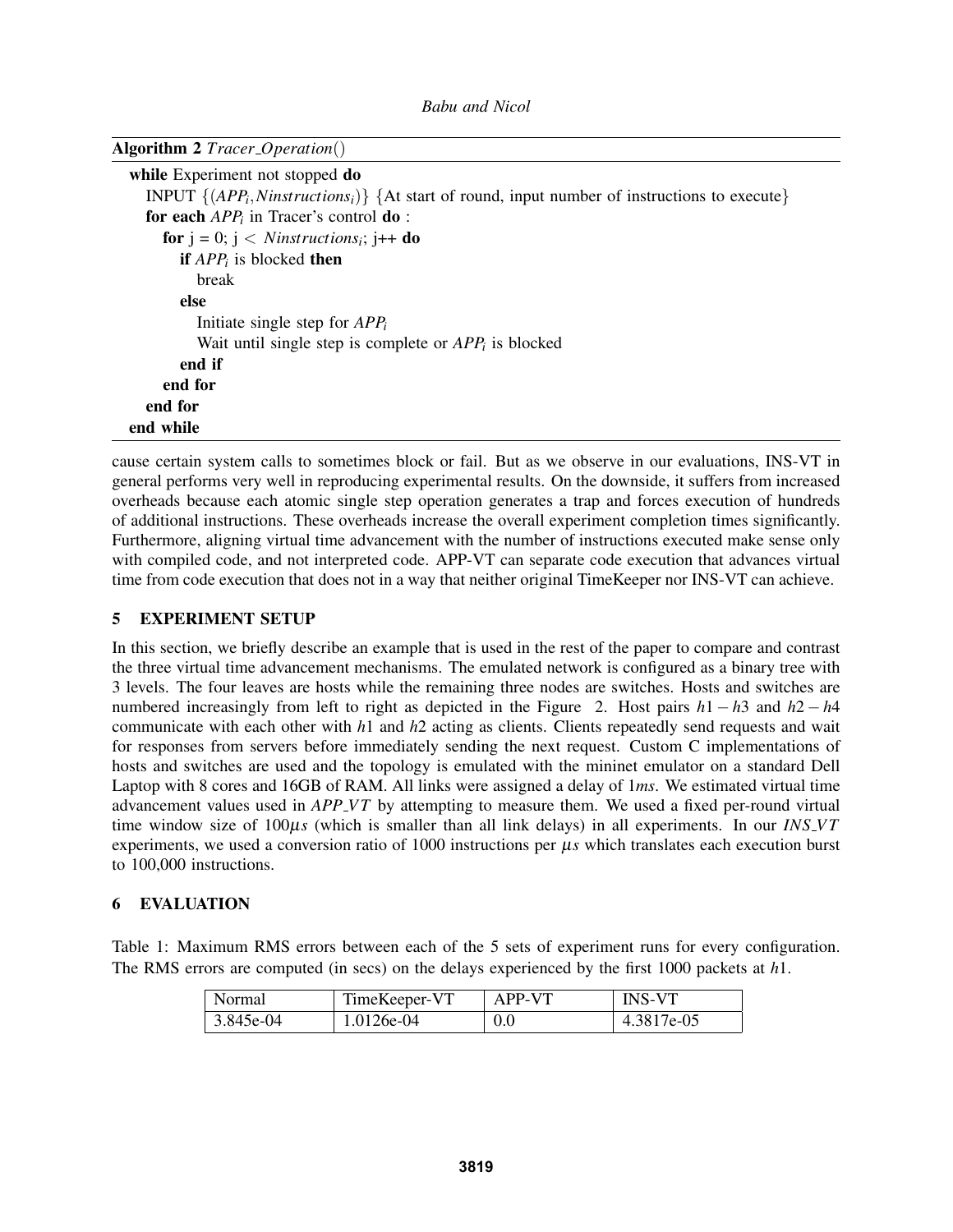**Algorithm 2** *Tracer_Operation*()

```
while Experiment not stopped do
    INPUT {(APP_i, Ninstructions_i)} {At start of round, input number of instructions to execute}
    for each APP_i in Tracer's control do :
        for j = 0; j < Ninstructions_i; j++ do
            if APP_i is blocked then
                break
            else
                Initiate single step for APP_i
                Wait until single step is complete or APP_i is blocked
            end if
        end for
    end for
end while
```

cause certain system calls to sometimes block or fail. But as we observe in our evaluations, INS-VT in general performs very well in reproducing experimental results. On the downside, it suffers from increased overheads because each atomic single step operation generates a trap and forces execution of hundreds of additional instructions. These overheads increase the overall experiment completion times significantly. Furthermore, aligning virtual time advancement with the number of instructions executed make sense only with compiled code, and not interpreted code. APP-VT can separate code execution that advances virtual time from code execution that does not in a way that neither original TimeKeeper nor INS-VT can achieve.

## 5 EXPERIMENT SETUP

In this section, we briefly describe an example that is used in the rest of the paper to compare and contrast the three virtual time advancement mechanisms. The emulated network is configured as a binary tree with 3 levels. The four leaves are hosts while the remaining three nodes are switches. Hosts and switches are numbered increasingly from left to right as depicted in the Figure 2. Host pairs $h1-h3$ and $h2-h4$ communicate with each other with $h1$ and $h2$ acting as clients. Clients repeatedly send requests and wait for responses from servers before immediately sending the next request. Custom C implementations of hosts and switches are used and the topology is emulated with the mininet emulator on a standard Dell Laptop with 8 cores and 16GB of RAM. All links were assigned a delay of $1ms$. We estimated virtual time advancement values used in *APP_VT* by attempting to measure them. We used a fixed per-round virtual time window size of $100\mu s$ (which is smaller than all link delays) in all experiments. In our *INS_VT* experiments, we used a conversion ratio of 1000 instructions per $\mu s$ which translates each execution burst to 100,000 instructions.

## 6 EVALUATION

Table 1: Maximum RMS errors between each of the 5 sets of experiment runs for every configuration. The RMS errors are computed (in secs) on the delays experienced by the first 1000 packets at $h1$.

| Normal | TimeKeeper-VT | APP-VT | INS-VT |
|---|---|---|---|
| 3.845e-04 | 1.0126e-04 | 0.0 | 4.3817e-05 |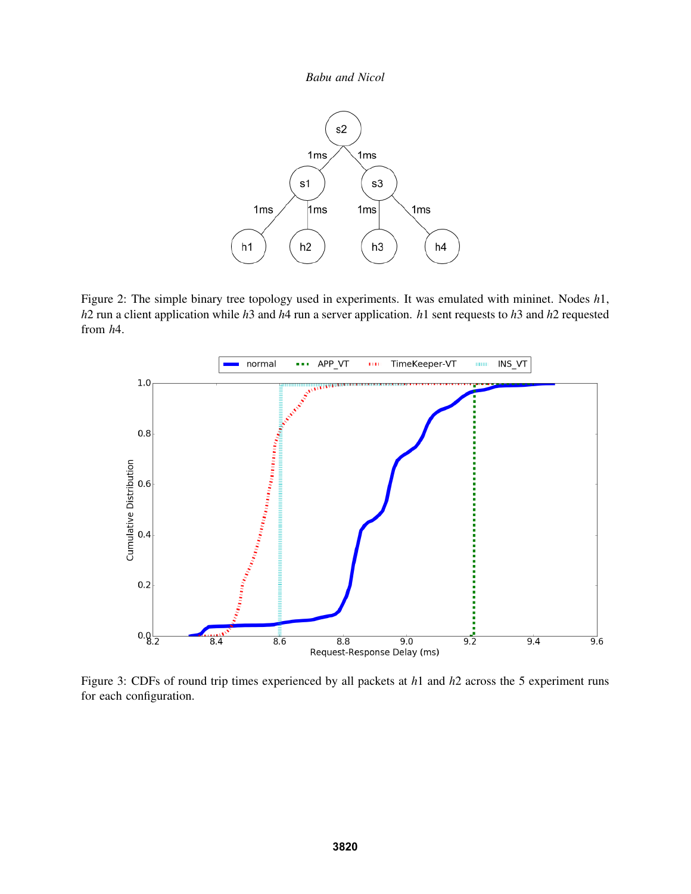Figure 2: The simple binary tree topology used in experiments. It was emulated with mininet. Nodes $h1$, $h2$ run a client application while $h3$ and $h4$ run a server application. $h1$ sent requests to $h3$ and $h2$ requested from $h4$.

Figure 3: CDFs of round trip times experienced by all packets at $h1$ and $h2$ across the 5 experiment runs for each configuration.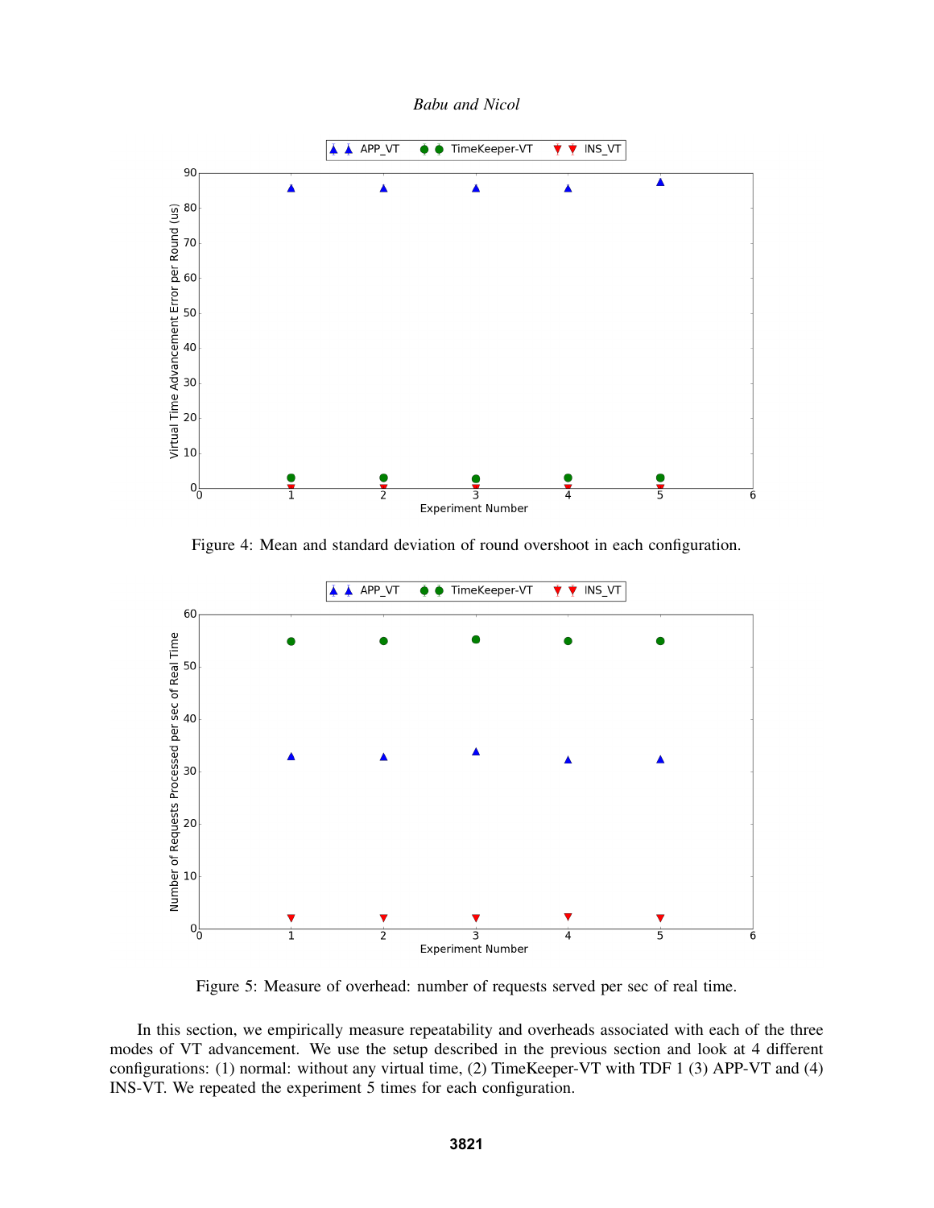Figure 4: Mean and standard deviation of round overshoot in each configuration.

Figure 5: Measure of overhead: number of requests served per sec of real time.

In this section, we empirically measure repeatability and overheads associated with each of the three modes of VT advancement. We use the setup described in the previous section and look at 4 different configurations: (1) normal: without any virtual time, (2) TimeKeeper-VT with TDF 1 (3) APP-VT and (4) INS-VT. We repeated the experiment 5 times for each configuration.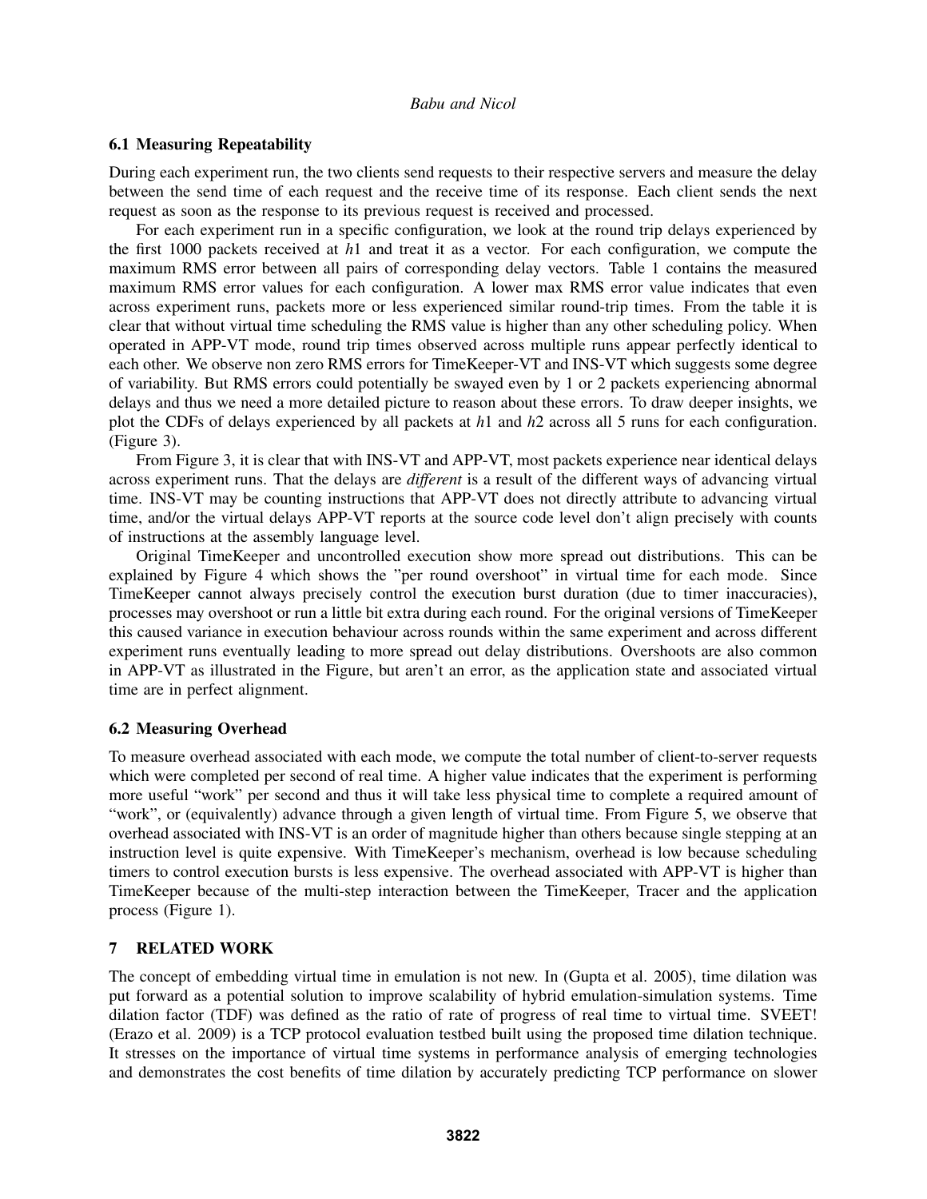### 6.1 Measuring Repeatability

During each experiment run, the two clients send requests to their respective servers and measure the delay between the send time of each request and the receive time of its response. Each client sends the next request as soon as the response to its previous request is received and processed.

For each experiment run in a specific configuration, we look at the round trip delays experienced by the first 1000 packets received at $h1$ and treat it as a vector. For each configuration, we compute the maximum RMS error between all pairs of corresponding delay vectors. Table 1 contains the measured maximum RMS error values for each configuration. A lower max RMS error value indicates that even across experiment runs, packets more or less experienced similar round-trip times. From the table it is clear that without virtual time scheduling the RMS value is higher than any other scheduling policy. When operated in APP-VT mode, round trip times observed across multiple runs appear perfectly identical to each other. We observe non zero RMS errors for TimeKeeper-VT and INS-VT which suggests some degree of variability. But RMS errors could potentially be swayed even by 1 or 2 packets experiencing abnormal delays and thus we need a more detailed picture to reason about these errors. To draw deeper insights, we plot the CDFs of delays experienced by all packets at $h1$ and $h2$ across all 5 runs for each configuration. (Figure 3).

From Figure 3, it is clear that with INS-VT and APP-VT, most packets experience near identical delays across experiment runs. That the delays are *different* is a result of the different ways of advancing virtual time. INS-VT may be counting instructions that APP-VT does not directly attribute to advancing virtual time, and/or the virtual delays APP-VT reports at the source code level don't align precisely with counts of instructions at the assembly language level.

Original TimeKeeper and uncontrolled execution show more spread out distributions. This can be explained by Figure 4 which shows the "per round overshoot" in virtual time for each mode. Since TimeKeeper cannot always precisely control the execution burst duration (due to timer inaccuracies), processes may overshoot or run a little bit extra during each round. For the original versions of TimeKeeper this caused variance in execution behaviour across rounds within the same experiment and across different experiment runs eventually leading to more spread out delay distributions. Overshoots are also common in APP-VT as illustrated in the Figure, but aren't an error, as the application state and associated virtual time are in perfect alignment.

### 6.2 Measuring Overhead

To measure overhead associated with each mode, we compute the total number of client-to-server requests which were completed per second of real time. A higher value indicates that the experiment is performing more useful "work" per second and thus it will take less physical time to complete a required amount of "work", or (equivalently) advance through a given length of virtual time. From Figure 5, we observe that overhead associated with INS-VT is an order of magnitude higher than others because single stepping at an instruction level is quite expensive. With TimeKeeper's mechanism, overhead is low because scheduling timers to control execution bursts is less expensive. The overhead associated with APP-VT is higher than TimeKeeper because of the multi-step interaction between the TimeKeeper, Tracer and the application process (Figure 1).

## 7 RELATED WORK

The concept of embedding virtual time in emulation is not new. In (Gupta et al. 2005), time dilation was put forward as a potential solution to improve scalability of hybrid emulation-simulation systems. Time dilation factor (TDF) was defined as the ratio of rate of progress of real time to virtual time. SVEET! (Erazo et al. 2009) is a TCP protocol evaluation testbed built using the proposed time dilation technique. It stresses on the importance of virtual time systems in performance analysis of emerging technologies and demonstrates the cost benefits of time dilation by accurately predicting TCP performance on slower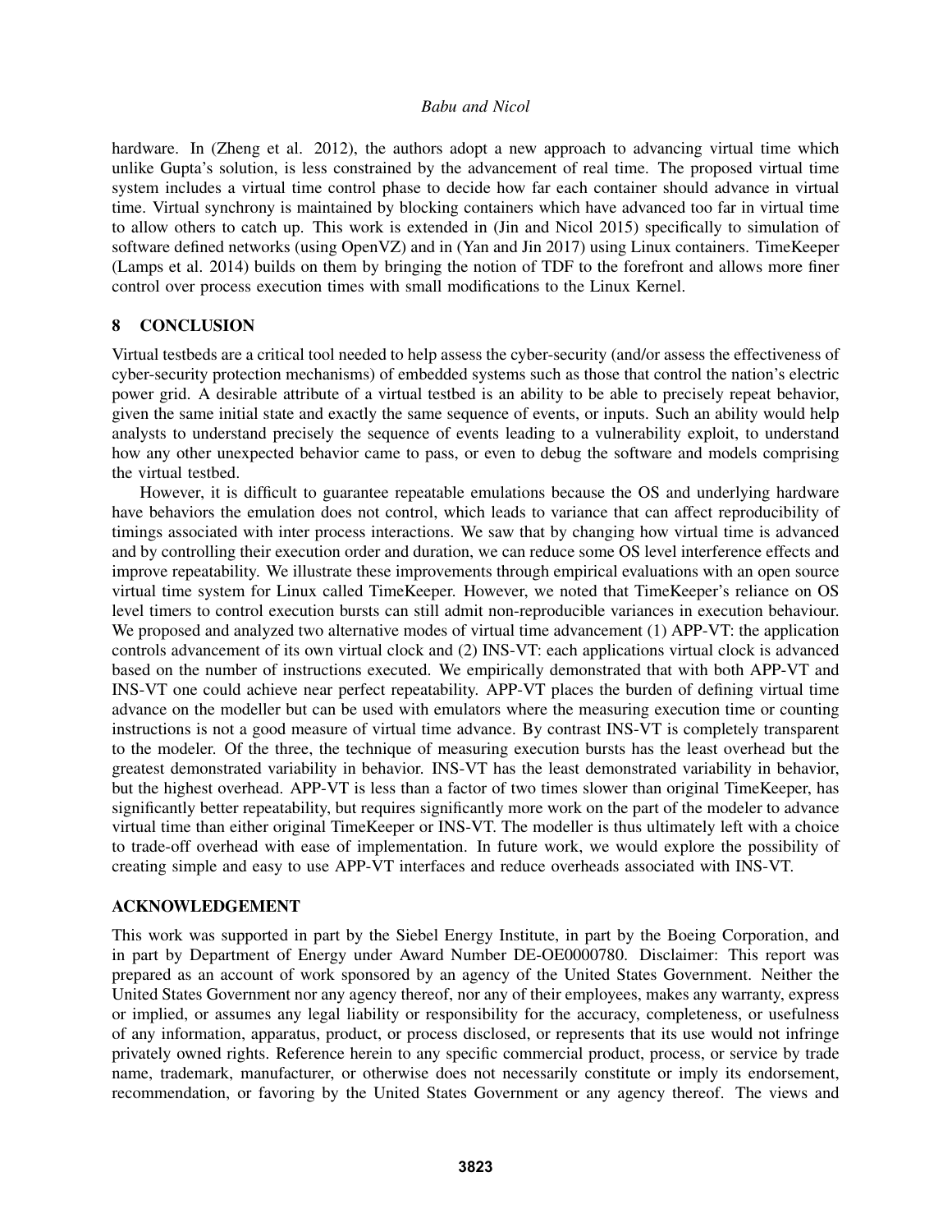hardware. In (Zheng et al. 2012), the authors adopt a new approach to advancing virtual time which unlike Gupta's solution, is less constrained by the advancement of real time. The proposed virtual time system includes a virtual time control phase to decide how far each container should advance in virtual time. Virtual synchrony is maintained by blocking containers which have advanced too far in virtual time to allow others to catch up. This work is extended in (Jin and Nicol 2015) specifically to simulation of software defined networks (using OpenVZ) and in (Yan and Jin 2017) using Linux containers. TimeKeeper (Lamps et al. 2014) builds on them by bringing the notion of TDF to the forefront and allows more finer control over process execution times with small modifications to the Linux Kernel.

## 8 CONCLUSION

Virtual testbeds are a critical tool needed to help assess the cyber-security (and/or assess the effectiveness of cyber-security protection mechanisms) of embedded systems such as those that control the nation's electric power grid. A desirable attribute of a virtual testbed is an ability to be able to precisely repeat behavior, given the same initial state and exactly the same sequence of events, or inputs. Such an ability would help analysts to understand precisely the sequence of events leading to a vulnerability exploit, to understand how any other unexpected behavior came to pass, or even to debug the software and models comprising the virtual testbed.

However, it is difficult to guarantee repeatable emulations because the OS and underlying hardware have behaviors the emulation does not control, which leads to variance that can affect reproducibility of timings associated with inter process interactions. We saw that by changing how virtual time is advanced and by controlling their execution order and duration, we can reduce some OS level interference effects and improve repeatability. We illustrate these improvements through empirical evaluations with an open source virtual time system for Linux called TimeKeeper. However, we noted that TimeKeeper's reliance on OS level timers to control execution bursts can still admit non-reproducible variances in execution behaviour. We proposed and analyzed two alternative modes of virtual time advancement (1) APP-VT: the application controls advancement of its own virtual clock and (2) INS-VT: each applications virtual clock is advanced based on the number of instructions executed. We empirically demonstrated that with both APP-VT and INS-VT one could achieve near perfect repeatability. APP-VT places the burden of defining virtual time advance on the modeller but can be used with emulators where the measuring execution time or counting instructions is not a good measure of virtual time advance. By contrast INS-VT is completely transparent to the modeler. Of the three, the technique of measuring execution bursts has the least overhead but the greatest demonstrated variability in behavior. INS-VT has the least demonstrated variability in behavior, but the highest overhead. APP-VT is less than a factor of two times slower than original TimeKeeper, has significantly better repeatability, but requires significantly more work on the part of the modeler to advance virtual time than either original TimeKeeper or INS-VT. The modeller is thus ultimately left with a choice to trade-off overhead with ease of implementation. In future work, we would explore the possibility of creating simple and easy to use APP-VT interfaces and reduce overheads associated with INS-VT.

## ACKNOWLEDGEMENT

This work was supported in part by the Siebel Energy Institute, in part by the Boeing Corporation, and in part by Department of Energy under Award Number DE-OE0000780. Disclaimer: This report was prepared as an account of work sponsored by an agency of the United States Government. Neither the United States Government nor any agency thereof, nor any of their employees, makes any warranty, express or implied, or assumes any legal liability or responsibility for the accuracy, completeness, or usefulness of any information, apparatus, product, or process disclosed, or represents that its use would not infringe privately owned rights. Reference herein to any specific commercial product, process, or service by trade name, trademark, manufacturer, or otherwise does not necessarily constitute or imply its endorsement, recommendation, or favoring by the United States Government or any agency thereof. The views and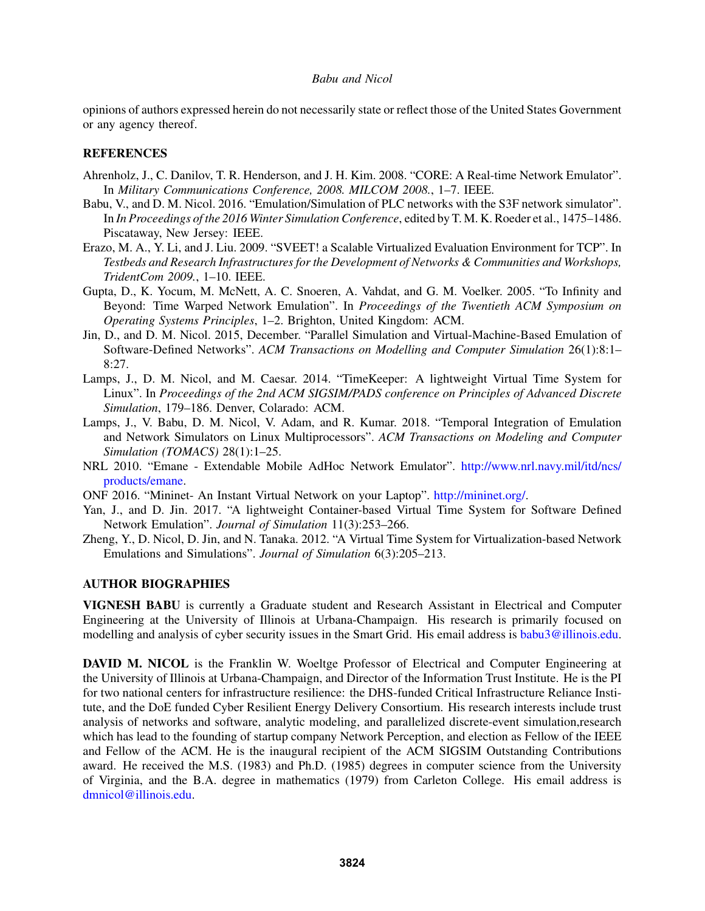opinions of authors expressed herein do not necessarily state or reflect those of the United States Government or any agency thereof.

## REFERENCES

Ahrenholz, J., C. Danilov, T. R. Henderson, and J. H. Kim. 2008. "CORE: A Real-time Network Emulator". In *Military Communications Conference, 2008. MILCOM 2008.*, 1–7. IEEE.

Babu, V., and D. M. Nicol. 2016. "Emulation/Simulation of PLC networks with the S3F network simulator". In *In Proceedings of the 2016 Winter Simulation Conference*, edited by T. M. K. Roeder et al., 1475–1486. Piscataway, New Jersey: IEEE.

Erazo, M. A., Y. Li, and J. Liu. 2009. "SVEET! a Scalable Virtualized Evaluation Environment for TCP". In *Testbeds and Research Infrastructures for the Development of Networks & Communities and Workshops, TridentCom 2009.*, 1–10. IEEE.

Gupta, D., K. Yocum, M. McNett, A. C. Snoeren, A. Vahdat, and G. M. Voelker. 2005. "To Infinity and Beyond: Time Warped Network Emulation". In *Proceedings of the Twentieth ACM Symposium on Operating Systems Principles*, 1–2. Brighton, United Kingdom: ACM.

Jin, D., and D. M. Nicol. 2015, December. "Parallel Simulation and Virtual-Machine-Based Emulation of Software-Defined Networks". *ACM Transactions on Modelling and Computer Simulation* 26(1):8:1–8:27.

Lamps, J., D. M. Nicol, and M. Caesar. 2014. "TimeKeeper: A lightweight Virtual Time System for Linux". In *Proceedings of the 2nd ACM SIGSIM/PADS conference on Principles of Advanced Discrete Simulation*, 179–186. Denver, Colorado: ACM.

Lamps, J., V. Babu, D. M. Nicol, V. Adam, and R. Kumar. 2018. "Temporal Integration of Emulation and Network Simulators on Linux Multiprocessors". *ACM Transactions on Modeling and Computer Simulation (TOMACS)* 28(1):1–25.

NRL 2010. "Emane - Extendable Mobile AdHoc Network Emulator". http://www.nrl.navy.mil/itd/ncs/products/emane.

ONF 2016. "Mininet- An Instant Virtual Network on your Laptop". http://mininet.org/.

Yan, J., and D. Jin. 2017. "A lightweight Container-based Virtual Time System for Software Defined Network Emulation". *Journal of Simulation* 11(3):253–266.

Zheng, Y., D. Nicol, D. Jin, and N. Tanaka. 2012. "A Virtual Time System for Virtualization-based Network Emulations and Simulations". *Journal of Simulation* 6(3):205–213.

## AUTHOR BIOGRAPHIES

**VIGNESH BABU** is currently a Graduate student and Research Assistant in Electrical and Computer Engineering at the University of Illinois at Urbana-Champaign. His research is primarily focused on modelling and analysis of cyber security issues in the Smart Grid. His email address is babu3@illinois.edu.

**DAVID M. NICOL** is the Franklin W. Woeltge Professor of Electrical and Computer Engineering at the University of Illinois at Urbana-Champaign, and Director of the Information Trust Institute. He is the PI for two national centers for infrastructure resilience: the DHS-funded Critical Infrastructure Reliance Institute, and the DoE funded Cyber Resilient Energy Delivery Consortium. His research interests include trust analysis of networks and software, analytic modeling, and parallelized discrete-event simulation,research which has lead to the founding of startup company Network Perception, and election as Fellow of the IEEE and Fellow of the ACM. He is the inaugural recipient of the ACM SIGSIM Outstanding Contributions award. He received the M.S. (1983) and Ph.D. (1985) degrees in computer science from the University of Virginia, and the B.A. degree in mathematics (1979) from Carleton College. His email address is dmnicol@illinois.edu.